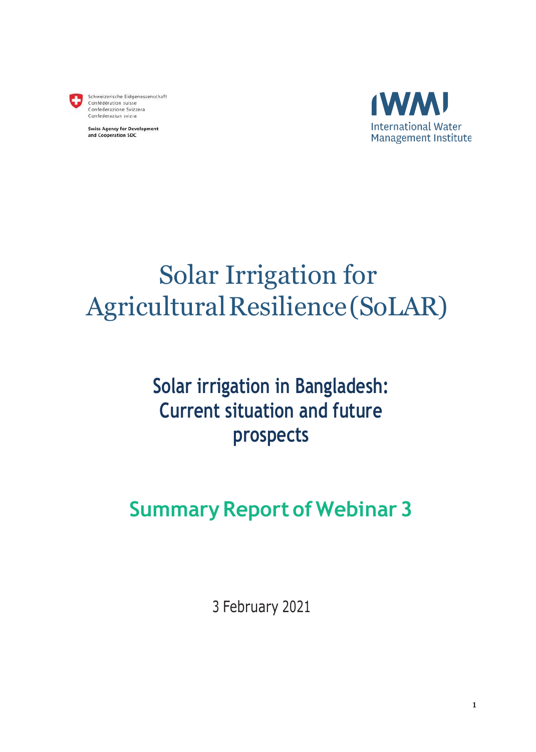Schweizerische Eidgenossenschaft
Confédération suisse
Confederazione Svizzera
Confederaziun svizra

Swiss Agency for Development and Cooperation SDC

IWMI
International Water Management Institute

# Solar Irrigation for Agricultural Resilience (SoLAR)

## Solar irrigation in Bangladesh: Current situation and future prospects

## Summary Report of Webinar 3

3 February 2021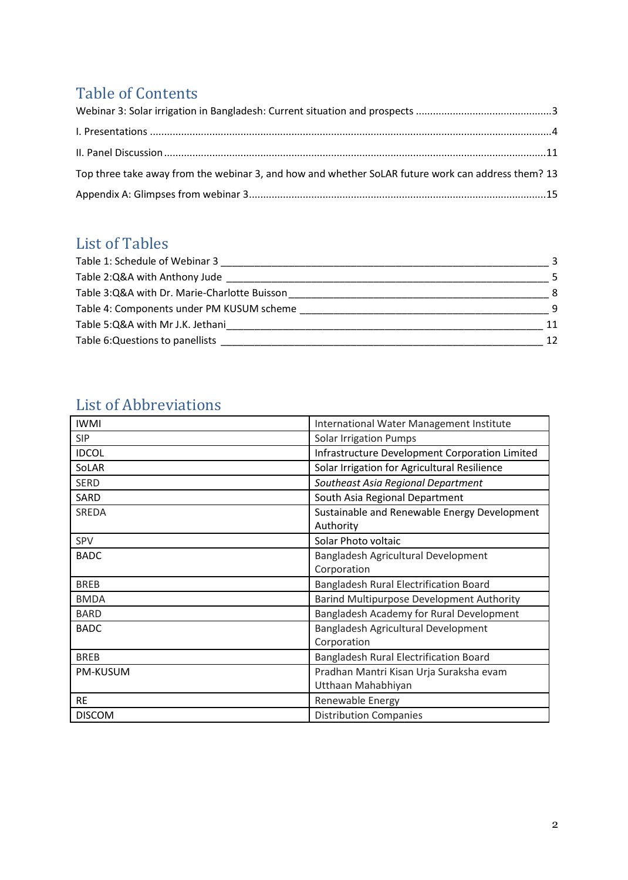# Table of Contents

Webinar 3: Solar irrigation in Bangladesh: Current situation and prospects ...3

I. Presentations ...4

II. Panel Discussion ...11

Top three take away from the webinar 3, and how and whether SoLAR future work can address them? 13

Appendix A: Glimpses from webinar 3...15

# List of Tables

Table 1: Schedule of Webinar 3 ___ 3
Table 2:Q&A with Anthony Jude ___ 5
Table 3:Q&A with Dr. Marie-Charlotte Buisson ___ 8
Table 4: Components under PM KUSUM scheme ___ 9
Table 5:Q&A with Mr J.K. Jethani ___ 11
Table 6:Questions to panellists ___ 12

# List of Abbreviations

| | |
|---|---|
| IWMI | International Water Management Institute |
| SIP | Solar Irrigation Pumps |
| IDCOL | Infrastructure Development Corporation Limited |
| SoLAR | Solar Irrigation for Agricultural Resilience |
| SERD | *Southeast Asia Regional Department* |
| SARD | South Asia Regional Department |
| SREDA | Sustainable and Renewable Energy Development Authority |
| SPV | Solar Photo voltaic |
| BADC | Bangladesh Agricultural Development Corporation |
| BREB | Bangladesh Rural Electrification Board |
| BMDA | Barind Multipurpose Development Authority |
| BARD | Bangladesh Academy for Rural Development |
| BADC | Bangladesh Agricultural Development Corporation |
| BREB | Bangladesh Rural Electrification Board |
| PM-KUSUM | Pradhan Mantri Kisan Urja Suraksha evam Utthaan Mahabhiyan |
| RE | Renewable Energy |
| DISCOM | Distribution Companies |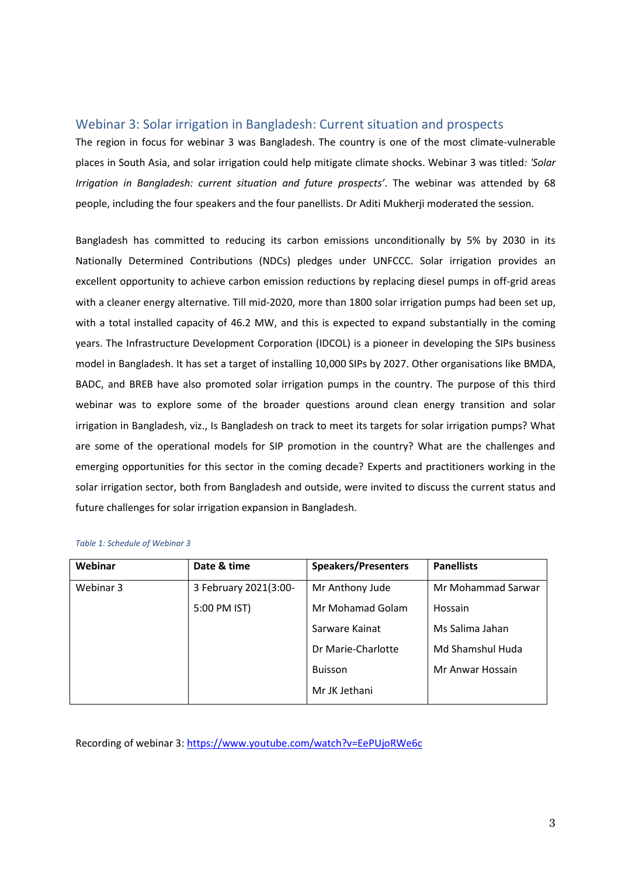## Webinar 3: Solar irrigation in Bangladesh: Current situation and prospects

The region in focus for webinar 3 was Bangladesh. The country is one of the most climate-vulnerable places in South Asia, and solar irrigation could help mitigate climate shocks. Webinar 3 was titled*: 'Solar Irrigation in Bangladesh: current situation and future prospects'*. The webinar was attended by 68 people, including the four speakers and the four panellists. Dr Aditi Mukherji moderated the session.

Bangladesh has committed to reducing its carbon emissions unconditionally by 5% by 2030 in its Nationally Determined Contributions (NDCs) pledges under UNFCCC. Solar irrigation provides an excellent opportunity to achieve carbon emission reductions by replacing diesel pumps in off-grid areas with a cleaner energy alternative. Till mid-2020, more than 1800 solar irrigation pumps had been set up, with a total installed capacity of 46.2 MW, and this is expected to expand substantially in the coming years. The Infrastructure Development Corporation (IDCOL) is a pioneer in developing the SIPs business model in Bangladesh. It has set a target of installing 10,000 SIPs by 2027. Other organisations like BMDA, BADC, and BREB have also promoted solar irrigation pumps in the country. The purpose of this third webinar was to explore some of the broader questions around clean energy transition and solar irrigation in Bangladesh, viz., Is Bangladesh on track to meet its targets for solar irrigation pumps? What are some of the operational models for SIP promotion in the country? What are the challenges and emerging opportunities for this sector in the coming decade? Experts and practitioners working in the solar irrigation sector, both from Bangladesh and outside, were invited to discuss the current status and future challenges for solar irrigation expansion in Bangladesh.

*Table 1: Schedule of Webinar 3*

| Webinar | Date & time | Speakers/Presenters | Panellists |
|---|---|---|---|
| Webinar 3 | 3 February 2021(3:00-5:00 PM IST) | Mr Anthony Jude<br>Mr Mohamad Golam Sarware Kainat<br>Dr Marie-Charlotte Buisson<br>Mr JK Jethani | Mr Mohammad Sarwar Hossain<br>Ms Salima Jahan<br>Md Shamshul Huda<br>Mr Anwar Hossain |

Recording of webinar 3: https://www.youtube.com/watch?v=EePUjoRWe6c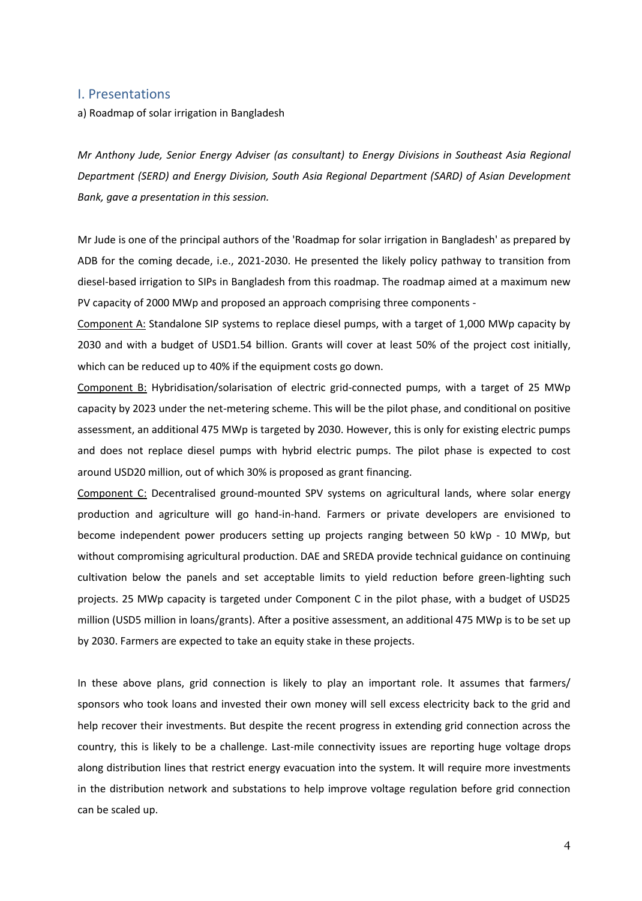## I. Presentations

a) Roadmap of solar irrigation in Bangladesh

*Mr Anthony Jude, Senior Energy Adviser (as consultant) to Energy Divisions in Southeast Asia Regional Department (SERD) and Energy Division, South Asia Regional Department (SARD) of Asian Development Bank, gave a presentation in this session.*

Mr Jude is one of the principal authors of the 'Roadmap for solar irrigation in Bangladesh' as prepared by ADB for the coming decade, i.e., 2021-2030. He presented the likely policy pathway to transition from diesel-based irrigation to SIPs in Bangladesh from this roadmap. The roadmap aimed at a maximum new PV capacity of 2000 MWp and proposed an approach comprising three components -

<u>Component A:</u> Standalone SIP systems to replace diesel pumps, with a target of 1,000 MWp capacity by 2030 and with a budget of USD1.54 billion. Grants will cover at least 50% of the project cost initially, which can be reduced up to 40% if the equipment costs go down.

<u>Component B:</u> Hybridisation/solarisation of electric grid-connected pumps, with a target of 25 MWp capacity by 2023 under the net-metering scheme. This will be the pilot phase, and conditional on positive assessment, an additional 475 MWp is targeted by 2030. However, this is only for existing electric pumps and does not replace diesel pumps with hybrid electric pumps. The pilot phase is expected to cost around USD20 million, out of which 30% is proposed as grant financing.

<u>Component C:</u> Decentralised ground-mounted SPV systems on agricultural lands, where solar energy production and agriculture will go hand-in-hand. Farmers or private developers are envisioned to become independent power producers setting up projects ranging between 50 kWp - 10 MWp, but without compromising agricultural production. DAE and SREDA provide technical guidance on continuing cultivation below the panels and set acceptable limits to yield reduction before green-lighting such projects. 25 MWp capacity is targeted under Component C in the pilot phase, with a budget of USD25 million (USD5 million in loans/grants). After a positive assessment, an additional 475 MWp is to be set up by 2030. Farmers are expected to take an equity stake in these projects.

In these above plans, grid connection is likely to play an important role. It assumes that farmers/ sponsors who took loans and invested their own money will sell excess electricity back to the grid and help recover their investments. But despite the recent progress in extending grid connection across the country, this is likely to be a challenge. Last-mile connectivity issues are reporting huge voltage drops along distribution lines that restrict energy evacuation into the system. It will require more investments in the distribution network and substations to help improve voltage regulation before grid connection can be scaled up.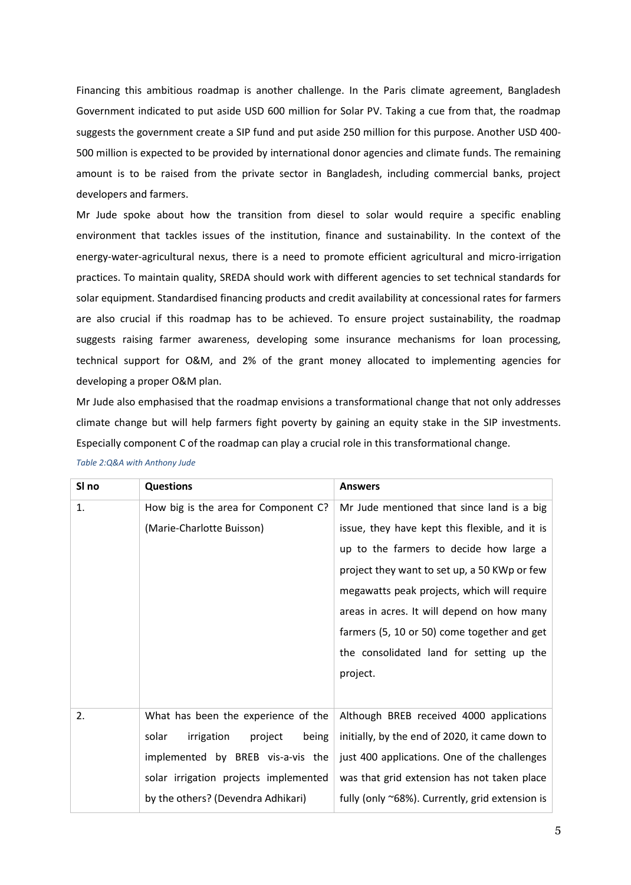Financing this ambitious roadmap is another challenge. In the Paris climate agreement, Bangladesh Government indicated to put aside USD 600 million for Solar PV. Taking a cue from that, the roadmap suggests the government create a SIP fund and put aside 250 million for this purpose. Another USD 400-500 million is expected to be provided by international donor agencies and climate funds. The remaining amount is to be raised from the private sector in Bangladesh, including commercial banks, project developers and farmers.

Mr Jude spoke about how the transition from diesel to solar would require a specific enabling environment that tackles issues of the institution, finance and sustainability. In the context of the energy-water-agricultural nexus, there is a need to promote efficient agricultural and micro-irrigation practices. To maintain quality, SREDA should work with different agencies to set technical standards for solar equipment. Standardised financing products and credit availability at concessional rates for farmers are also crucial if this roadmap has to be achieved. To ensure project sustainability, the roadmap suggests raising farmer awareness, developing some insurance mechanisms for loan processing, technical support for O&M, and 2% of the grant money allocated to implementing agencies for developing a proper O&M plan.

Mr Jude also emphasised that the roadmap envisions a transformational change that not only addresses climate change but will help farmers fight poverty by gaining an equity stake in the SIP investments. Especially component C of the roadmap can play a crucial role in this transformational change.

*Table 2:Q&A with Anthony Jude*

| Sl no | Questions | Answers |
|---|---|---|
| 1. | How big is the area for Component C? (Marie-Charlotte Buisson) | Mr Jude mentioned that since land is a big issue, they have kept this flexible, and it is up to the farmers to decide how large a project they want to set up, a 50 KWp or few megawatts peak projects, which will require areas in acres. It will depend on how many farmers (5, 10 or 50) come together and get the consolidated land for setting up the project. |
| 2. | What has been the experience of the solar irrigation project being implemented by BREB vis-a-vis the solar irrigation projects implemented by the others? (Devendra Adhikari) | Although BREB received 4000 applications initially, by the end of 2020, it came down to just 400 applications. One of the challenges was that grid extension has not taken place fully (only ~68%). Currently, grid extension is |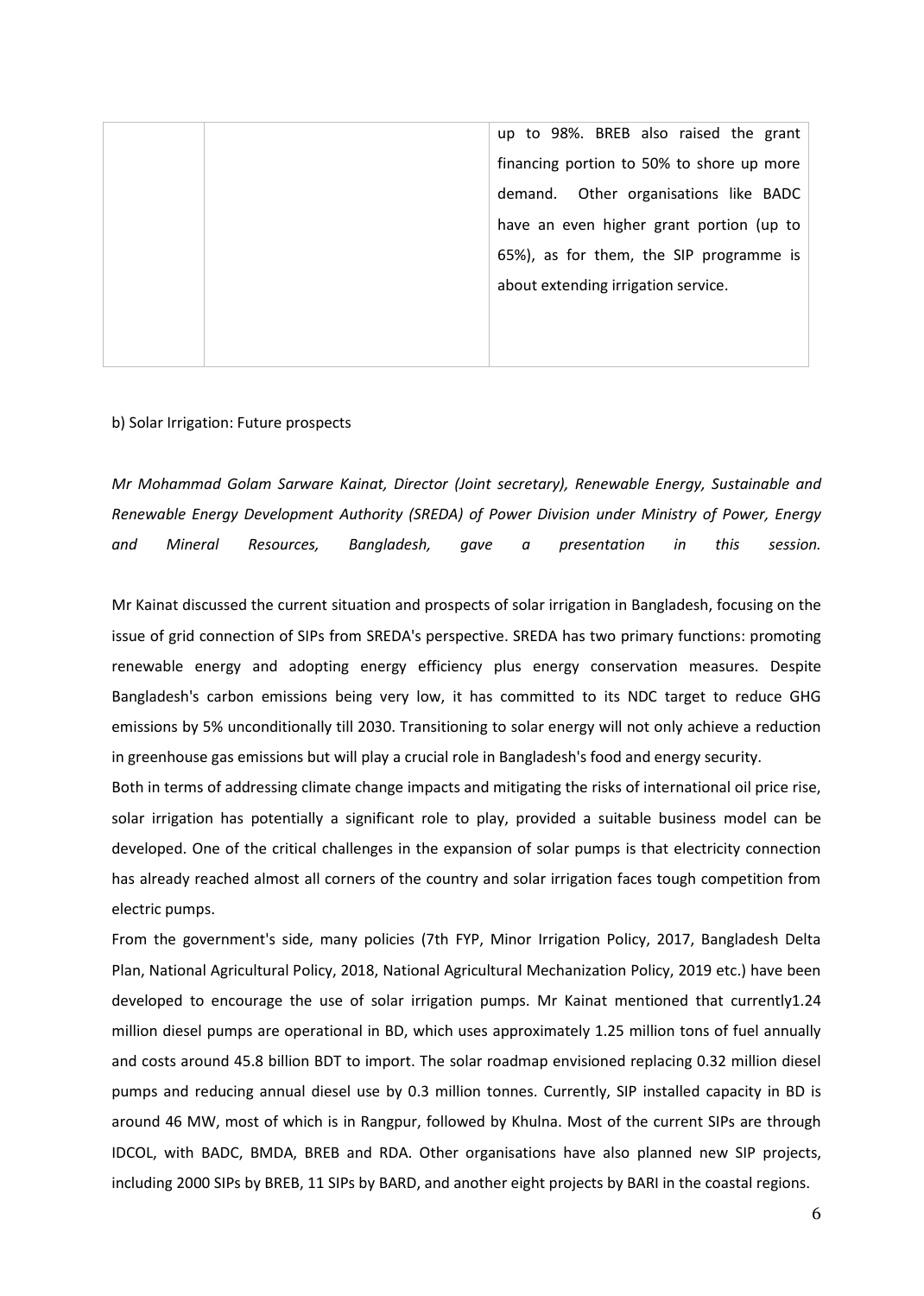|  |  | up to 98%. BREB also raised the grant financing portion to 50% to shore up more demand. Other organisations like BADC have an even higher grant portion (up to 65%), as for them, the SIP programme is about extending irrigation service. |
|---|---|---|

b) Solar Irrigation: Future prospects

*Mr Mohammad Golam Sarware Kainat, Director (Joint secretary), Renewable Energy, Sustainable and Renewable Energy Development Authority (SREDA) of Power Division under Ministry of Power, Energy and Mineral Resources, Bangladesh, gave a presentation in this session.*

Mr Kainat discussed the current situation and prospects of solar irrigation in Bangladesh, focusing on the issue of grid connection of SIPs from SREDA's perspective. SREDA has two primary functions: promoting renewable energy and adopting energy efficiency plus energy conservation measures. Despite Bangladesh's carbon emissions being very low, it has committed to its NDC target to reduce GHG emissions by 5% unconditionally till 2030. Transitioning to solar energy will not only achieve a reduction in greenhouse gas emissions but will play a crucial role in Bangladesh's food and energy security.

Both in terms of addressing climate change impacts and mitigating the risks of international oil price rise, solar irrigation has potentially a significant role to play, provided a suitable business model can be developed. One of the critical challenges in the expansion of solar pumps is that electricity connection has already reached almost all corners of the country and solar irrigation faces tough competition from electric pumps.

From the government's side, many policies (7th FYP, Minor Irrigation Policy, 2017, Bangladesh Delta Plan, National Agricultural Policy, 2018, National Agricultural Mechanization Policy, 2019 etc.) have been developed to encourage the use of solar irrigation pumps. Mr Kainat mentioned that currently1.24 million diesel pumps are operational in BD, which uses approximately 1.25 million tons of fuel annually and costs around 45.8 billion BDT to import. The solar roadmap envisioned replacing 0.32 million diesel pumps and reducing annual diesel use by 0.3 million tonnes. Currently, SIP installed capacity in BD is around 46 MW, most of which is in Rangpur, followed by Khulna. Most of the current SIPs are through IDCOL, with BADC, BMDA, BREB and RDA. Other organisations have also planned new SIP projects, including 2000 SIPs by BREB, 11 SIPs by BARD, and another eight projects by BARI in the coastal regions.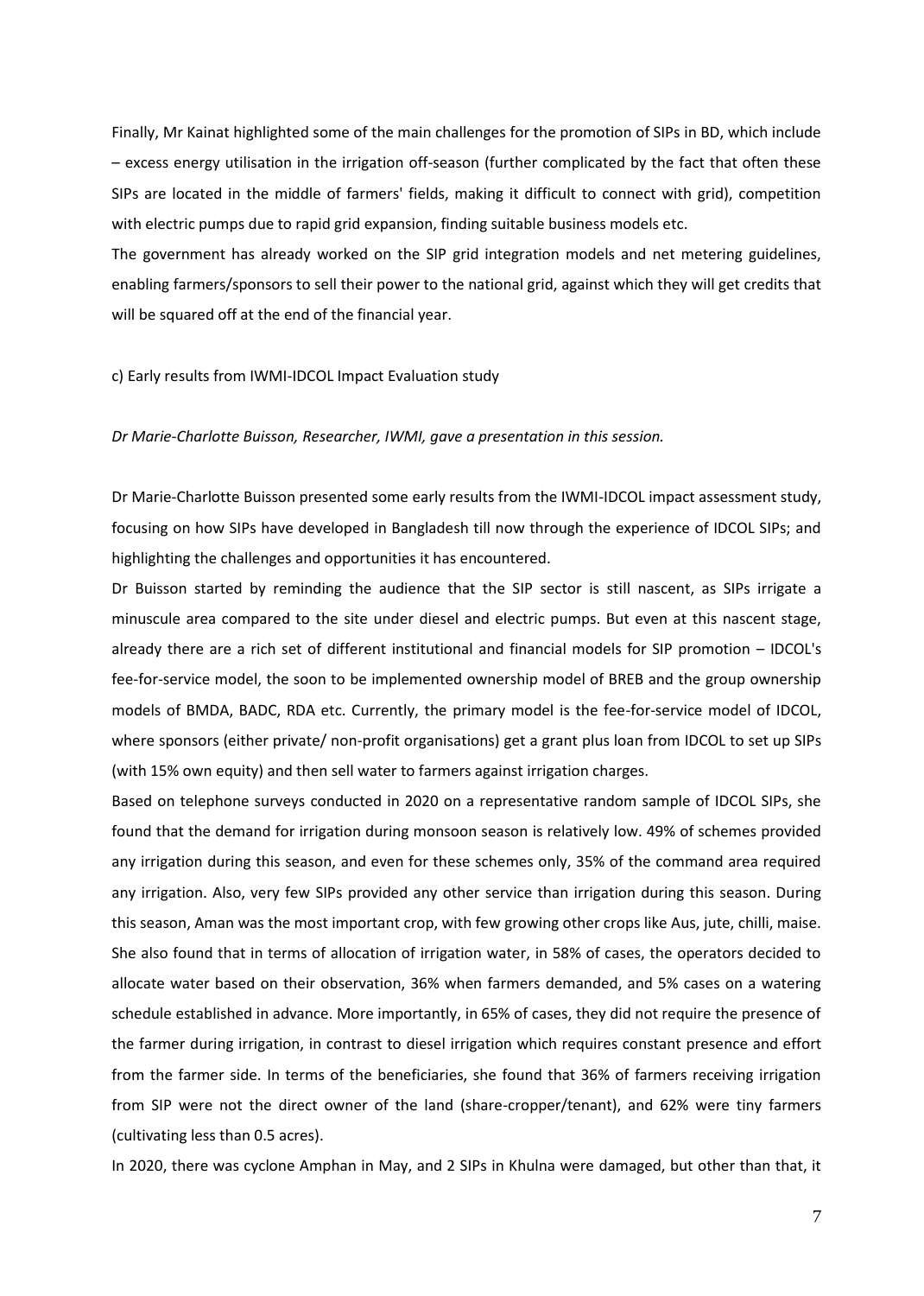Finally, Mr Kainat highlighted some of the main challenges for the promotion of SIPs in BD, which include – excess energy utilisation in the irrigation off-season (further complicated by the fact that often these SIPs are located in the middle of farmers' fields, making it difficult to connect with grid), competition with electric pumps due to rapid grid expansion, finding suitable business models etc.

The government has already worked on the SIP grid integration models and net metering guidelines, enabling farmers/sponsors to sell their power to the national grid, against which they will get credits that will be squared off at the end of the financial year.

c) Early results from IWMI-IDCOL Impact Evaluation study

*Dr Marie-Charlotte Buisson, Researcher, IWMI, gave a presentation in this session.*

Dr Marie-Charlotte Buisson presented some early results from the IWMI-IDCOL impact assessment study, focusing on how SIPs have developed in Bangladesh till now through the experience of IDCOL SIPs; and highlighting the challenges and opportunities it has encountered.

Dr Buisson started by reminding the audience that the SIP sector is still nascent, as SIPs irrigate a minuscule area compared to the site under diesel and electric pumps. But even at this nascent stage, already there are a rich set of different institutional and financial models for SIP promotion – IDCOL's fee-for-service model, the soon to be implemented ownership model of BREB and the group ownership models of BMDA, BADC, RDA etc. Currently, the primary model is the fee-for-service model of IDCOL, where sponsors (either private/ non-profit organisations) get a grant plus loan from IDCOL to set up SIPs (with 15% own equity) and then sell water to farmers against irrigation charges.

Based on telephone surveys conducted in 2020 on a representative random sample of IDCOL SIPs, she found that the demand for irrigation during monsoon season is relatively low. 49% of schemes provided any irrigation during this season, and even for these schemes only, 35% of the command area required any irrigation. Also, very few SIPs provided any other service than irrigation during this season. During this season, Aman was the most important crop, with few growing other crops like Aus, jute, chilli, maise. She also found that in terms of allocation of irrigation water, in 58% of cases, the operators decided to allocate water based on their observation, 36% when farmers demanded, and 5% cases on a watering schedule established in advance. More importantly, in 65% of cases, they did not require the presence of the farmer during irrigation, in contrast to diesel irrigation which requires constant presence and effort from the farmer side. In terms of the beneficiaries, she found that 36% of farmers receiving irrigation from SIP were not the direct owner of the land (share-cropper/tenant), and 62% were tiny farmers (cultivating less than 0.5 acres).

In 2020, there was cyclone Amphan in May, and 2 SIPs in Khulna were damaged, but other than that, it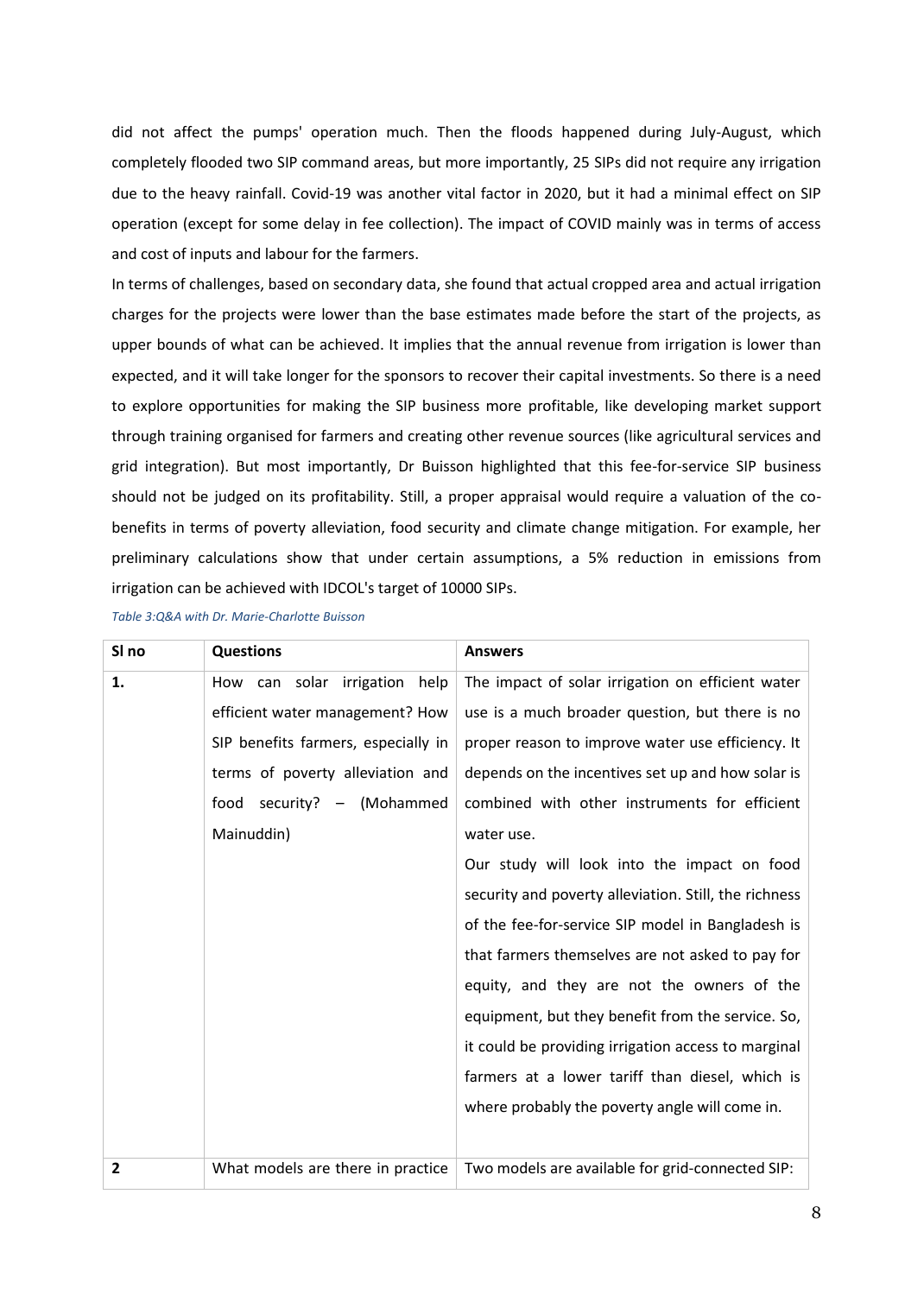did not affect the pumps' operation much. Then the floods happened during July-August, which completely flooded two SIP command areas, but more importantly, 25 SIPs did not require any irrigation due to the heavy rainfall. Covid-19 was another vital factor in 2020, but it had a minimal effect on SIP operation (except for some delay in fee collection). The impact of COVID mainly was in terms of access and cost of inputs and labour for the farmers.

In terms of challenges, based on secondary data, she found that actual cropped area and actual irrigation charges for the projects were lower than the base estimates made before the start of the projects, as upper bounds of what can be achieved. It implies that the annual revenue from irrigation is lower than expected, and it will take longer for the sponsors to recover their capital investments. So there is a need to explore opportunities for making the SIP business more profitable, like developing market support through training organised for farmers and creating other revenue sources (like agricultural services and grid integration). But most importantly, Dr Buisson highlighted that this fee-for-service SIP business should not be judged on its profitability. Still, a proper appraisal would require a valuation of the co-benefits in terms of poverty alleviation, food security and climate change mitigation. For example, her preliminary calculations show that under certain assumptions, a 5% reduction in emissions from irrigation can be achieved with IDCOL's target of 10000 SIPs.

*Table 3:Q&A with Dr. Marie-Charlotte Buisson*

| Sl no | Questions | Answers |
| --- | --- | --- |
| **1.** | How can solar irrigation help efficient water management? How SIP benefits farmers, especially in terms of poverty alleviation and food security? – (Mohammed Mainuddin) | The impact of solar irrigation on efficient water use is a much broader question, but there is no proper reason to improve water use efficiency. It depends on the incentives set up and how solar is combined with other instruments for efficient water use.<br>Our study will look into the impact on food security and poverty alleviation. Still, the richness of the fee-for-service SIP model in Bangladesh is that farmers themselves are not asked to pay for equity, and they are not the owners of the equipment, but they benefit from the service. So, it could be providing irrigation access to marginal farmers at a lower tariff than diesel, which is where probably the poverty angle will come in. |
| **2** | What models are there in practice | Two models are available for grid-connected SIP: |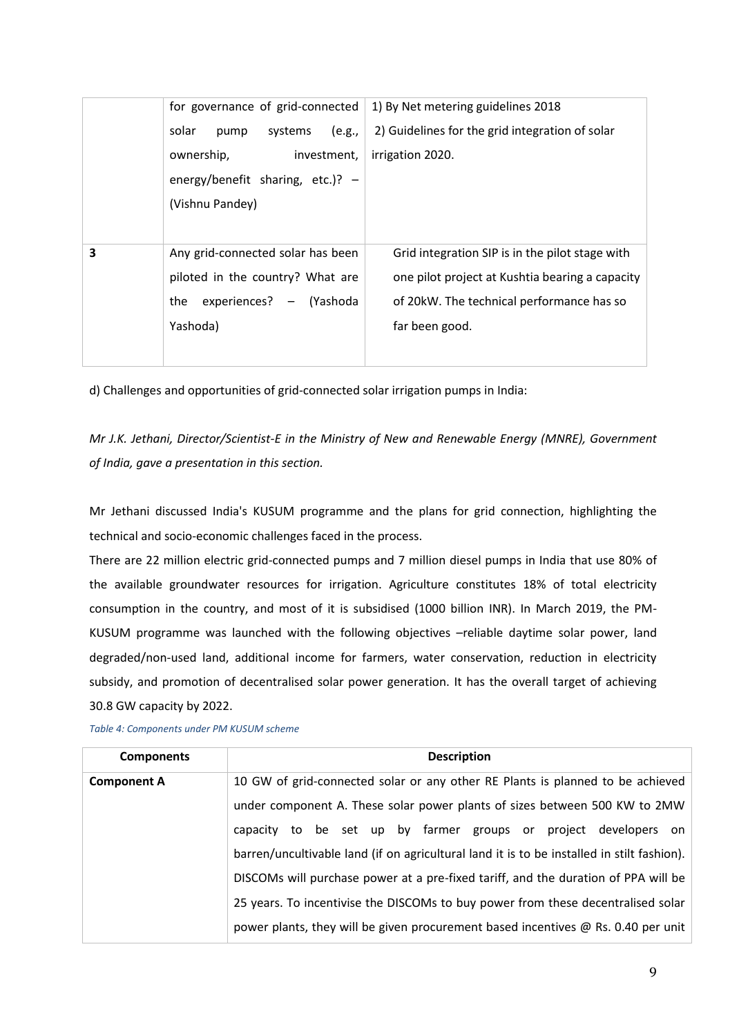| | | |
|---|---|---|
| | for governance of grid-connected solar pump systems (e.g., ownership, investment, energy/benefit sharing, etc.)? – (Vishnu Pandey) | 1) By Net metering guidelines 2018<br>2) Guidelines for the grid integration of solar irrigation 2020. |
| **3** | Any grid-connected solar has been piloted in the country? What are the experiences? – (Yashoda Yashoda) | Grid integration SIP is in the pilot stage with one pilot project at Kushtia bearing a capacity of 20kW. The technical performance has so far been good. |

d) Challenges and opportunities of grid-connected solar irrigation pumps in India:

*Mr J.K. Jethani, Director/Scientist-E in the Ministry of New and Renewable Energy (MNRE), Government of India, gave a presentation in this section.*

Mr Jethani discussed India's KUSUM programme and the plans for grid connection, highlighting the technical and socio-economic challenges faced in the process.

There are 22 million electric grid-connected pumps and 7 million diesel pumps in India that use 80% of the available groundwater resources for irrigation. Agriculture constitutes 18% of total electricity consumption in the country, and most of it is subsidised (1000 billion INR). In March 2019, the PM-KUSUM programme was launched with the following objectives –reliable daytime solar power, land degraded/non-used land, additional income for farmers, water conservation, reduction in electricity subsidy, and promotion of decentralised solar power generation. It has the overall target of achieving 30.8 GW capacity by 2022.

*Table 4: Components under PM KUSUM scheme*

| Components | Description |
|---|---|
| **Component A** | 10 GW of grid-connected solar or any other RE Plants is planned to be achieved under component A. These solar power plants of sizes between 500 KW to 2MW capacity to be set up by farmer groups or project developers on barren/uncultivable land (if on agricultural land it is to be installed in stilt fashion). DISCOMs will purchase power at a pre-fixed tariff, and the duration of PPA will be 25 years. To incentivise the DISCOMs to buy power from these decentralised solar power plants, they will be given procurement based incentives @ Rs. 0.40 per unit |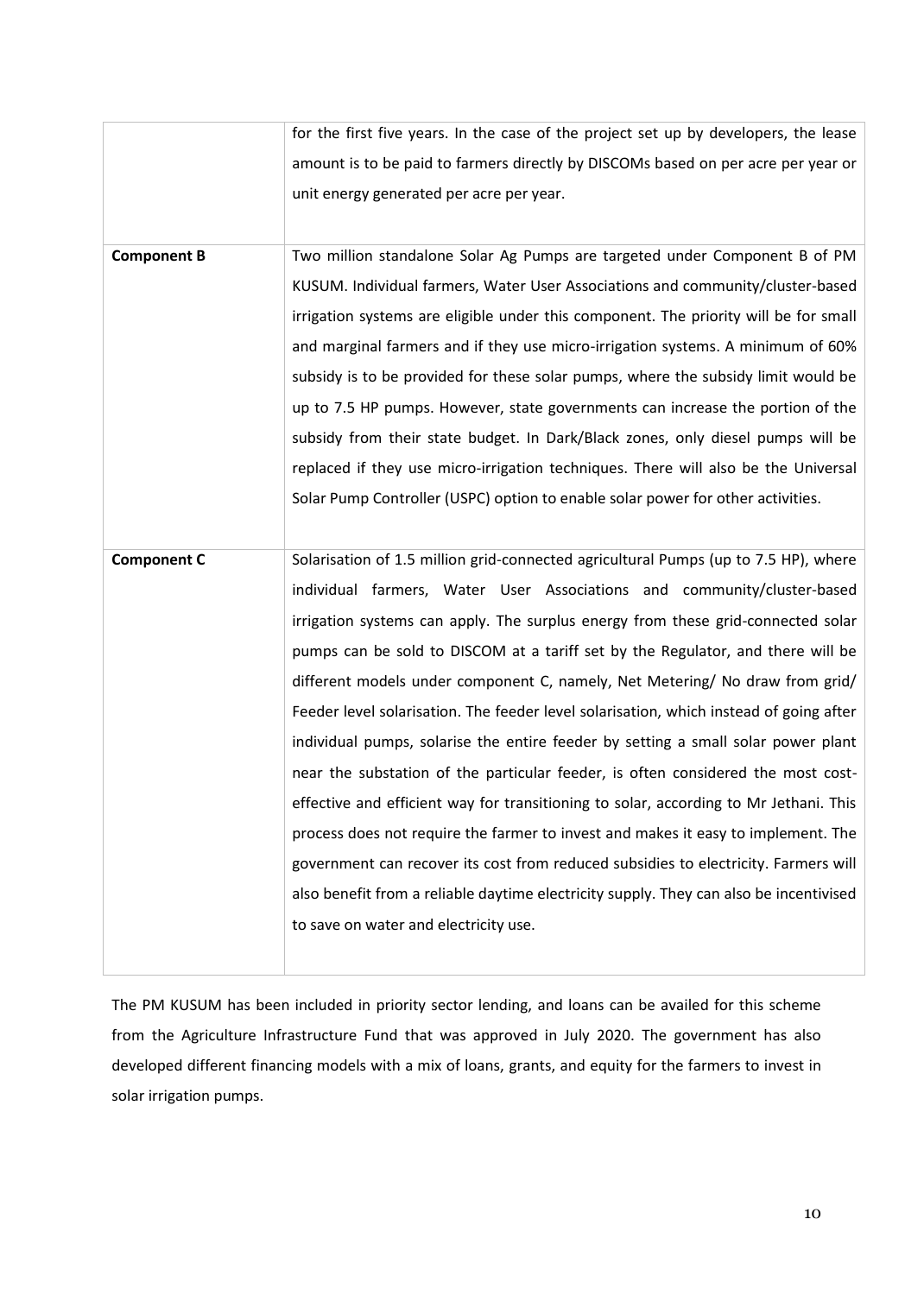|  |  |
|---|---|
|  | for the first five years. In the case of the project set up by developers, the lease amount is to be paid to farmers directly by DISCOMs based on per acre per year or unit energy generated per acre per year. |
| **Component B** | Two million standalone Solar Ag Pumps are targeted under Component B of PM KUSUM. Individual farmers, Water User Associations and community/cluster-based irrigation systems are eligible under this component. The priority will be for small and marginal farmers and if they use micro-irrigation systems. A minimum of 60% subsidy is to be provided for these solar pumps, where the subsidy limit would be up to 7.5 HP pumps. However, state governments can increase the portion of the subsidy from their state budget. In Dark/Black zones, only diesel pumps will be replaced if they use micro-irrigation techniques. There will also be the Universal Solar Pump Controller (USPC) option to enable solar power for other activities. |
| **Component C** | Solarisation of 1.5 million grid-connected agricultural Pumps (up to 7.5 HP), where individual farmers, Water User Associations and community/cluster-based irrigation systems can apply. The surplus energy from these grid-connected solar pumps can be sold to DISCOM at a tariff set by the Regulator, and there will be different models under component C, namely, Net Metering/ No draw from grid/ Feeder level solarisation. The feeder level solarisation, which instead of going after individual pumps, solarise the entire feeder by setting a small solar power plant near the substation of the particular feeder, is often considered the most cost-effective and efficient way for transitioning to solar, according to Mr Jethani. This process does not require the farmer to invest and makes it easy to implement. The government can recover its cost from reduced subsidies to electricity. Farmers will also benefit from a reliable daytime electricity supply. They can also be incentivised to save on water and electricity use. |

The PM KUSUM has been included in priority sector lending, and loans can be availed for this scheme from the Agriculture Infrastructure Fund that was approved in July 2020. The government has also developed different financing models with a mix of loans, grants, and equity for the farmers to invest in solar irrigation pumps.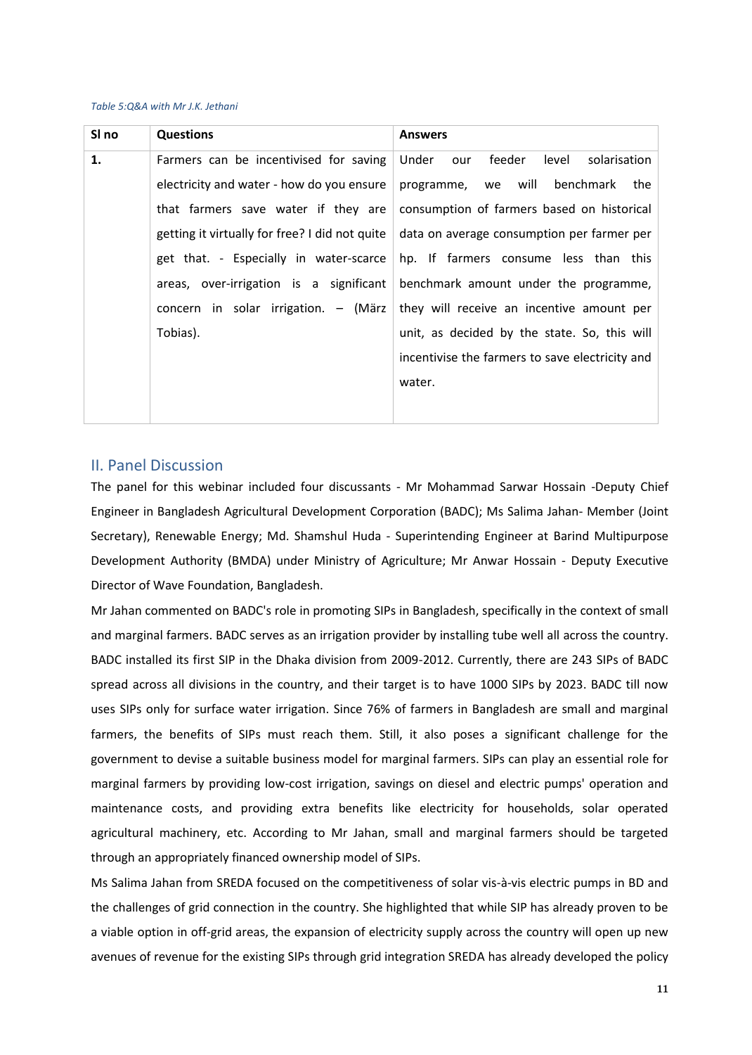*Table 5:Q&A with Mr J.K. Jethani*

| Sl no | Questions | Answers |
|---|---|---|
| **1.** | Farmers can be incentivised for saving electricity and water - how do you ensure that farmers save water if they are getting it virtually for free? I did not quite get that. - Especially in water-scarce areas, over-irrigation is a significant concern in solar irrigation. – (März Tobias). | Under our feeder level solarisation programme, we will benchmark the consumption of farmers based on historical data on average consumption per farmer per hp. If farmers consume less than this benchmark amount under the programme, they will receive an incentive amount per unit, as decided by the state. So, this will incentivise the farmers to save electricity and water. |

## II. Panel Discussion

The panel for this webinar included four discussants - Mr Mohammad Sarwar Hossain -Deputy Chief Engineer in Bangladesh Agricultural Development Corporation (BADC); Ms Salima Jahan- Member (Joint Secretary), Renewable Energy; Md. Shamshul Huda - Superintending Engineer at Barind Multipurpose Development Authority (BMDA) under Ministry of Agriculture; Mr Anwar Hossain - Deputy Executive Director of Wave Foundation, Bangladesh.

Mr Jahan commented on BADC's role in promoting SIPs in Bangladesh, specifically in the context of small and marginal farmers. BADC serves as an irrigation provider by installing tube well all across the country. BADC installed its first SIP in the Dhaka division from 2009-2012. Currently, there are 243 SIPs of BADC spread across all divisions in the country, and their target is to have 1000 SIPs by 2023. BADC till now uses SIPs only for surface water irrigation. Since 76% of farmers in Bangladesh are small and marginal farmers, the benefits of SIPs must reach them. Still, it also poses a significant challenge for the government to devise a suitable business model for marginal farmers. SIPs can play an essential role for marginal farmers by providing low-cost irrigation, savings on diesel and electric pumps' operation and maintenance costs, and providing extra benefits like electricity for households, solar operated agricultural machinery, etc. According to Mr Jahan, small and marginal farmers should be targeted through an appropriately financed ownership model of SIPs.

Ms Salima Jahan from SREDA focused on the competitiveness of solar vis-à-vis electric pumps in BD and the challenges of grid connection in the country. She highlighted that while SIP has already proven to be a viable option in off-grid areas, the expansion of electricity supply across the country will open up new avenues of revenue for the existing SIPs through grid integration SREDA has already developed the policy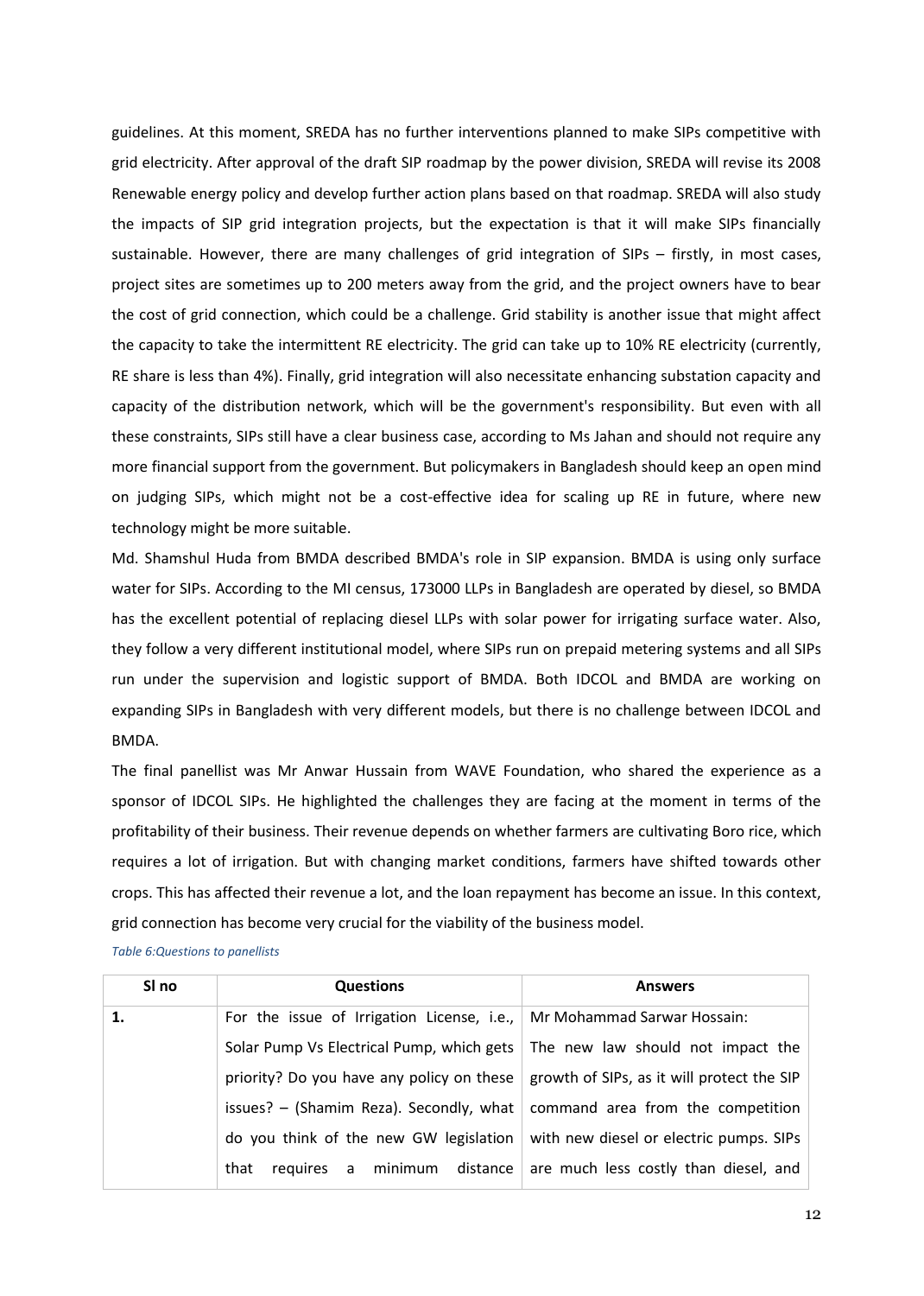guidelines. At this moment, SREDA has no further interventions planned to make SIPs competitive with grid electricity. After approval of the draft SIP roadmap by the power division, SREDA will revise its 2008 Renewable energy policy and develop further action plans based on that roadmap. SREDA will also study the impacts of SIP grid integration projects, but the expectation is that it will make SIPs financially sustainable. However, there are many challenges of grid integration of SIPs – firstly, in most cases, project sites are sometimes up to 200 meters away from the grid, and the project owners have to bear the cost of grid connection, which could be a challenge. Grid stability is another issue that might affect the capacity to take the intermittent RE electricity. The grid can take up to 10% RE electricity (currently, RE share is less than 4%). Finally, grid integration will also necessitate enhancing substation capacity and capacity of the distribution network, which will be the government's responsibility. But even with all these constraints, SIPs still have a clear business case, according to Ms Jahan and should not require any more financial support from the government. But policymakers in Bangladesh should keep an open mind on judging SIPs, which might not be a cost-effective idea for scaling up RE in future, where new technology might be more suitable.

Md. Shamshul Huda from BMDA described BMDA's role in SIP expansion. BMDA is using only surface water for SIPs. According to the MI census, 173000 LLPs in Bangladesh are operated by diesel, so BMDA has the excellent potential of replacing diesel LLPs with solar power for irrigating surface water. Also, they follow a very different institutional model, where SIPs run on prepaid metering systems and all SIPs run under the supervision and logistic support of BMDA. Both IDCOL and BMDA are working on expanding SIPs in Bangladesh with very different models, but there is no challenge between IDCOL and BMDA.

The final panellist was Mr Anwar Hussain from WAVE Foundation, who shared the experience as a sponsor of IDCOL SIPs. He highlighted the challenges they are facing at the moment in terms of the profitability of their business. Their revenue depends on whether farmers are cultivating Boro rice, which requires a lot of irrigation. But with changing market conditions, farmers have shifted towards other crops. This has affected their revenue a lot, and the loan repayment has become an issue. In this context, grid connection has become very crucial for the viability of the business model.

*Table 6:Questions to panellists*

| Sl no | Questions | Answers |
|---|---|---|
| **1.** | For the issue of Irrigation License, i.e., Solar Pump Vs Electrical Pump, which gets priority? Do you have any policy on these issues? – (Shamim Reza). Secondly, what do you think of the new GW legislation that requires a minimum distance | Mr Mohammad Sarwar Hossain: The new law should not impact the growth of SIPs, as it will protect the SIP command area from the competition with new diesel or electric pumps. SIPs are much less costly than diesel, and |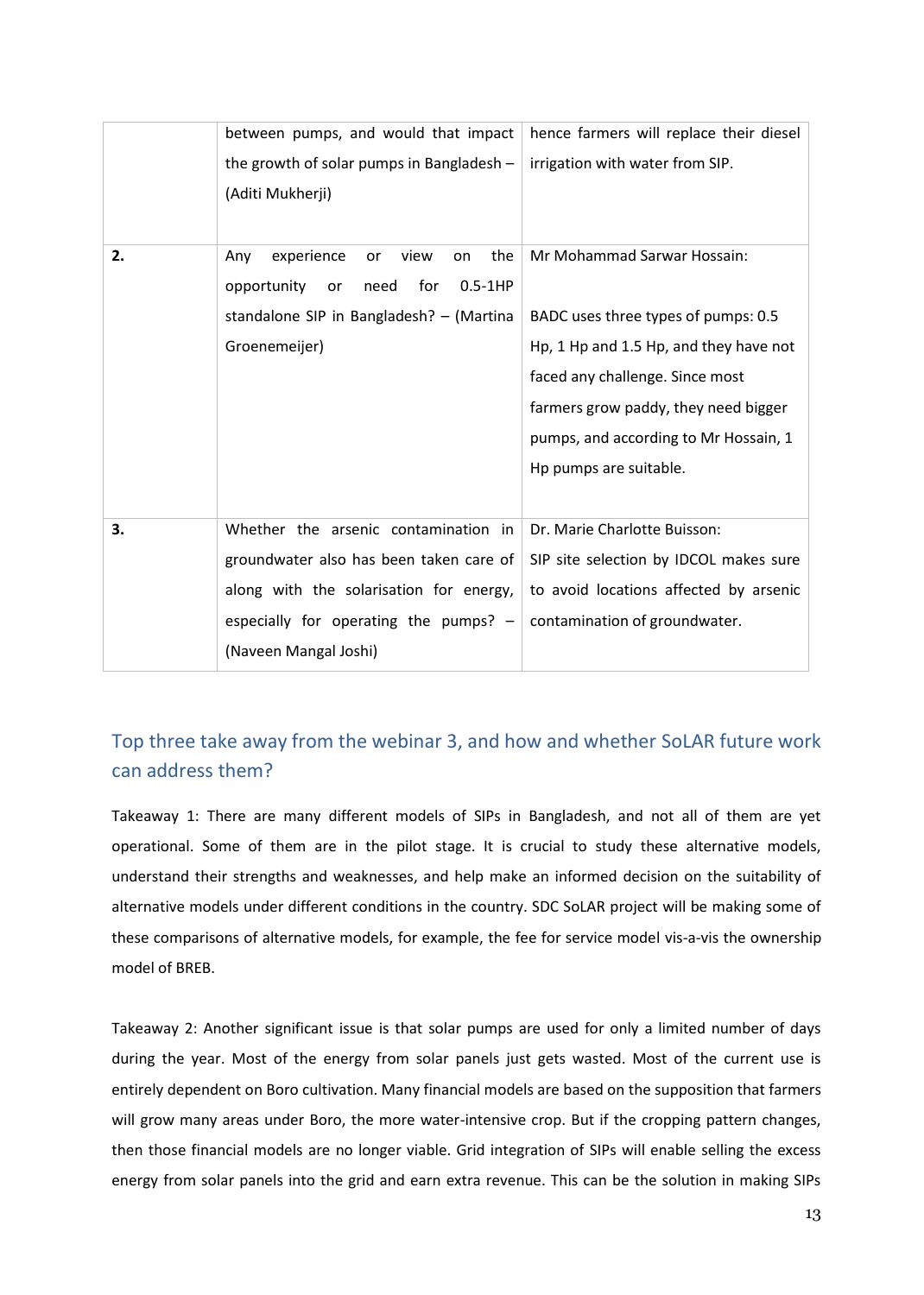| | | |
|---|---|---|
| | between pumps, and would that impact the growth of solar pumps in Bangladesh – (Aditi Mukherji) | hence farmers will replace their diesel irrigation with water from SIP. |
| **2.** | Any experience or view on the opportunity or need for 0.5-1HP standalone SIP in Bangladesh? – (Martina Groenemeijer) | Mr Mohammad Sarwar Hossain:<br><br>BADC uses three types of pumps: 0.5 Hp, 1 Hp and 1.5 Hp, and they have not faced any challenge. Since most farmers grow paddy, they need bigger pumps, and according to Mr Hossain, 1 Hp pumps are suitable. |
| **3.** | Whether the arsenic contamination in groundwater also has been taken care of along with the solarisation for energy, especially for operating the pumps? – (Naveen Mangal Joshi) | Dr. Marie Charlotte Buisson:<br>SIP site selection by IDCOL makes sure to avoid locations affected by arsenic contamination of groundwater. |

## Top three take away from the webinar 3, and how and whether SoLAR future work can address them?

Takeaway 1: There are many different models of SIPs in Bangladesh, and not all of them are yet operational. Some of them are in the pilot stage. It is crucial to study these alternative models, understand their strengths and weaknesses, and help make an informed decision on the suitability of alternative models under different conditions in the country. SDC SoLAR project will be making some of these comparisons of alternative models, for example, the fee for service model vis-a-vis the ownership model of BREB.

Takeaway 2: Another significant issue is that solar pumps are used for only a limited number of days during the year. Most of the energy from solar panels just gets wasted. Most of the current use is entirely dependent on Boro cultivation. Many financial models are based on the supposition that farmers will grow many areas under Boro, the more water-intensive crop. But if the cropping pattern changes, then those financial models are no longer viable. Grid integration of SIPs will enable selling the excess energy from solar panels into the grid and earn extra revenue. This can be the solution in making SIPs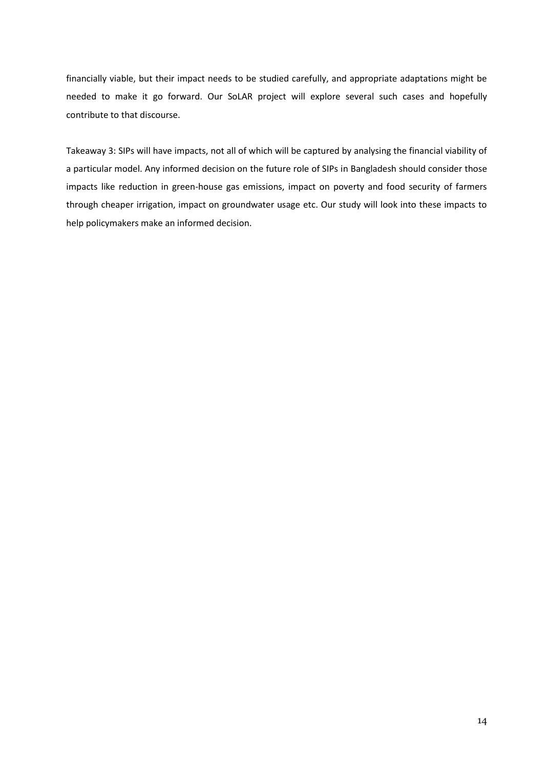financially viable, but their impact needs to be studied carefully, and appropriate adaptations might be needed to make it go forward. Our SoLAR project will explore several such cases and hopefully contribute to that discourse.

Takeaway 3: SIPs will have impacts, not all of which will be captured by analysing the financial viability of a particular model. Any informed decision on the future role of SIPs in Bangladesh should consider those impacts like reduction in green-house gas emissions, impact on poverty and food security of farmers through cheaper irrigation, impact on groundwater usage etc. Our study will look into these impacts to help policymakers make an informed decision.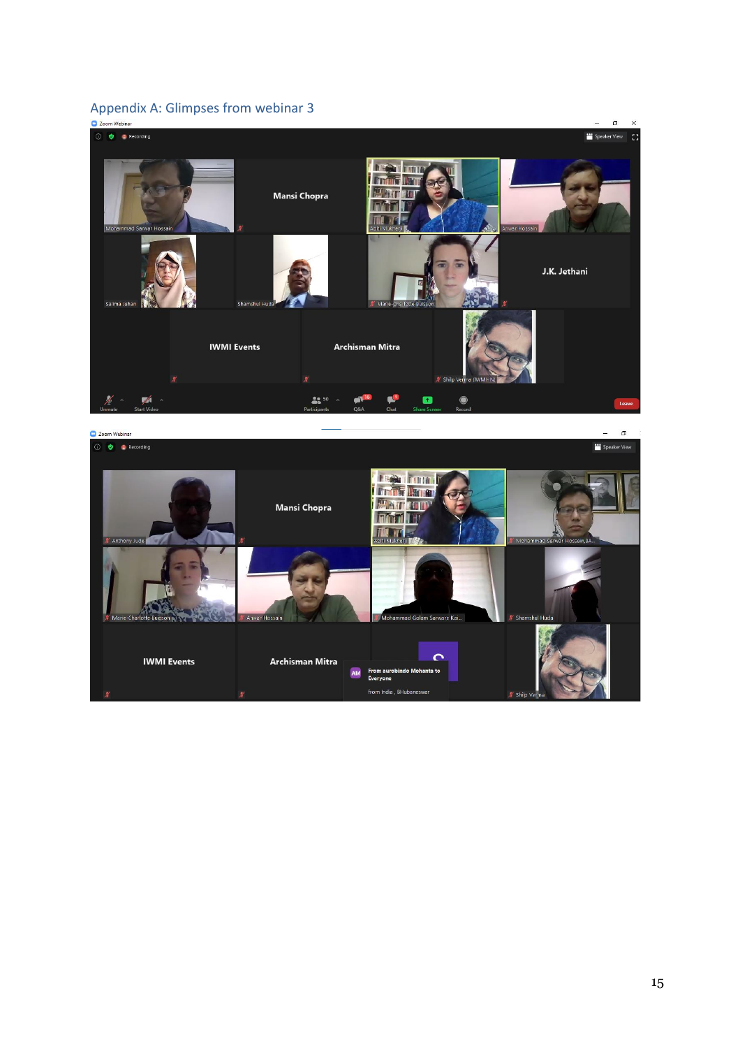## Appendix A: Glimpses from webinar 3